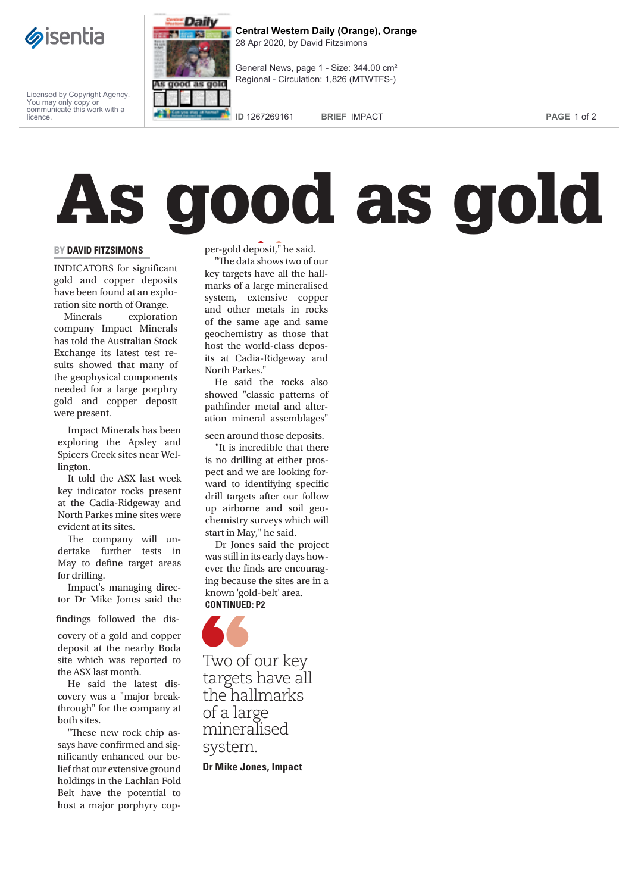Central Western Daily (Orange), Orange
28 Apr 2020, by David Fitzsimons

General News, page 1 - Size: 344.00 cm²
Regional - Circulation: 1,826 (MTWTFS-)

ID 1267269161 BRIEF IMPACT

Licensed by Copyright Agency. You may only copy or communicate this work with a licence.

# As good as gold

BY **DAVID FITZSIMONS**

INDICATORS for significant gold and copper deposits have been found at an exploration site north of Orange.

Minerals exploration company Impact Minerals has told the Australian Stock Exchange its latest test results showed that many of the geophysical components needed for a large porphry gold and copper deposit were present.

Impact Minerals has been exploring the Apsley and Spicers Creek sites near Wellington.

It told the ASX last week key indicator rocks present at the Cadia-Ridgeway and North Parkes mine sites were evident at its sites.

The company will undertake further tests in May to define target areas for drilling.

Impact's managing director Dr Mike Jones said the findings followed the discovery of a gold and copper deposit at the nearby Boda site which was reported to the ASX last month.

He said the latest discovery was a "major breakthrough" for the company at both sites.

"These new rock chip assays have confirmed and significantly enhanced our belief that our extensive ground holdings in the Lachlan Fold Belt have the potential to host a major porphyry copper-gold deposit," he said.

"The data shows two of our key targets have all the hallmarks of a large mineralised system, extensive copper and other metals in rocks of the same age and same geochemistry as those that host the world-class deposits at Cadia-Ridgeway and North Parkes."

He said the rocks also showed "classic patterns of pathfinder metal and alteration mineral assemblages" seen around those deposits.

"It is incredible that there is no drilling at either prospect and we are looking forward to identifying specific drill targets after our follow up airborne and soil geochemistry surveys which will start in May," he said.

Dr Jones said the project was still in its early days however the finds are encouraging because the sites are in a known 'gold-belt' area.

**CONTINUED: P2**

> Two of our key targets have all the hallmarks of a large mineralised system.
>
> **Dr Mike Jones, Impact**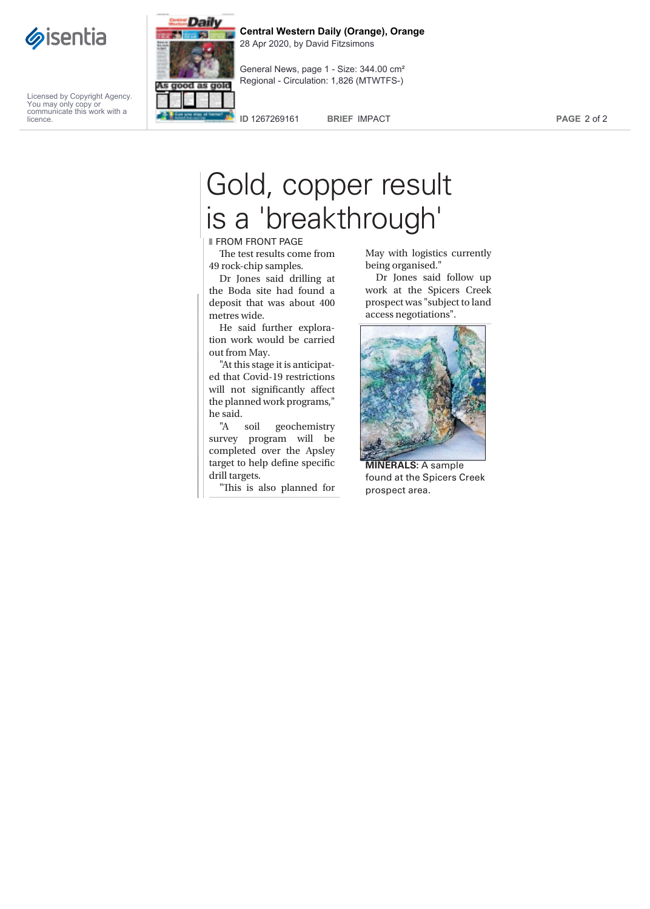# Gold, copper result is a 'breakthrough'

FROM FRONT PAGE

The test results come from 49 rock-chip samples.

Dr Jones said drilling at the Boda site had found a deposit that was about 400 metres wide.

He said further exploration work would be carried out from May.

"At this stage it is anticipated that Covid-19 restrictions will not significantly affect the planned work programs," he said.

"A soil geochemistry survey program will be completed over the Apsley target to help define specific drill targets.

"This is also planned for May with logistics currently being organised."

Dr Jones said follow up work at the Spicers Creek prospect was "subject to land access negotiations".

**MINERALS:** A sample found at the Spicers Creek prospect area.